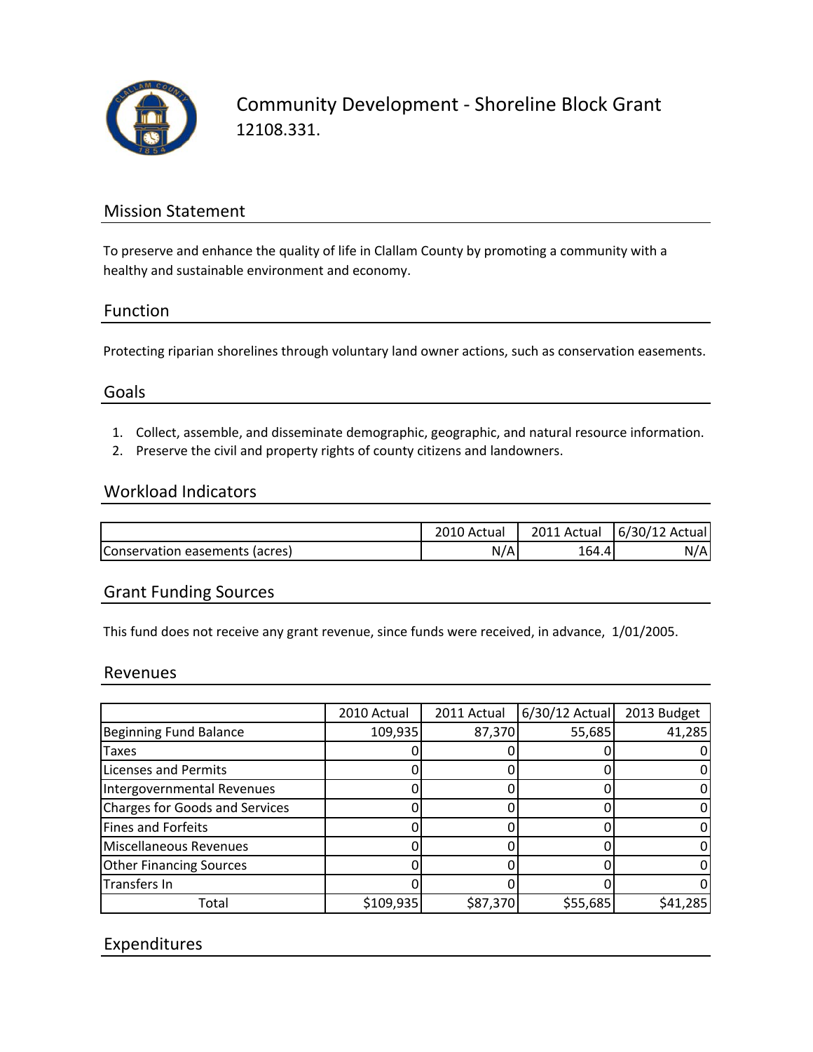# Community Development - Shoreline Block Grant

12108.331.

## Mission Statement

To preserve and enhance the quality of life in Clallam County by promoting a community with a healthy and sustainable environment and economy.

## Function

Protecting riparian shorelines through voluntary land owner actions, such as conservation easements.

## Goals

1. Collect, assemble, and disseminate demographic, geographic, and natural resource information.
2. Preserve the civil and property rights of county citizens and landowners.

## Workload Indicators

| | 2010 Actual | 2011 Actual | 6/30/12 Actual |
|---|---|---|---|
| Conservation easements (acres) | N/A | 164.4 | N/A |

## Grant Funding Sources

This fund does not receive any grant revenue, since funds were received, in advance, 1/01/2005.

## Revenues

| | 2010 Actual | 2011 Actual | 6/30/12 Actual | 2013 Budget |
|---|---|---|---|---|
| Beginning Fund Balance | 109,935 | 87,370 | 55,685 | 41,285 |
| Taxes | 0 | 0 | 0 | 0 |
| Licenses and Permits | 0 | 0 | 0 | 0 |
| Intergovernmental Revenues | 0 | 0 | 0 | 0 |
| Charges for Goods and Services | 0 | 0 | 0 | 0 |
| Fines and Forfeits | 0 | 0 | 0 | 0 |
| Miscellaneous Revenues | 0 | 0 | 0 | 0 |
| Other Financing Sources | 0 | 0 | 0 | 0 |
| Transfers In | 0 | 0 | 0 | 0 |
| Total | $109,935 | $87,370 | $55,685 | $41,285 |

## Expenditures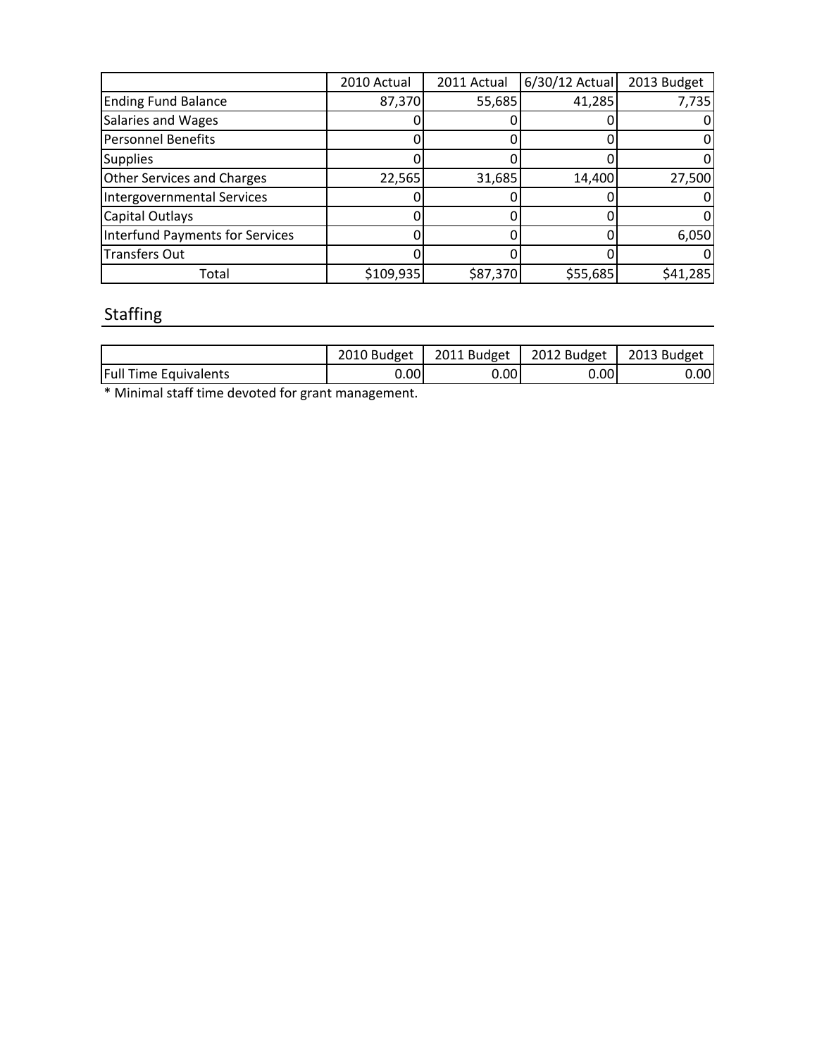| | 2010 Actual | 2011 Actual | 6/30/12 Actual | 2013 Budget |
|---|---|---|---|---|
| Ending Fund Balance | 87,370 | 55,685 | 41,285 | 7,735 |
| Salaries and Wages | 0 | 0 | 0 | 0 |
| Personnel Benefits | 0 | 0 | 0 | 0 |
| Supplies | 0 | 0 | 0 | 0 |
| Other Services and Charges | 22,565 | 31,685 | 14,400 | 27,500 |
| Intergovernmental Services | 0 | 0 | 0 | 0 |
| Capital Outlays | 0 | 0 | 0 | 0 |
| Interfund Payments for Services | 0 | 0 | 0 | 6,050 |
| Transfers Out | 0 | 0 | 0 | 0 |
| Total | $109,935 | $87,370 | $55,685 | $41,285 |

## Staffing

| | 2010 Budget | 2011 Budget | 2012 Budget | 2013 Budget |
|---|---|---|---|---|
| Full Time Equivalents | 0.00 | 0.00 | 0.00 | 0.00 |

* Minimal staff time devoted for grant management.